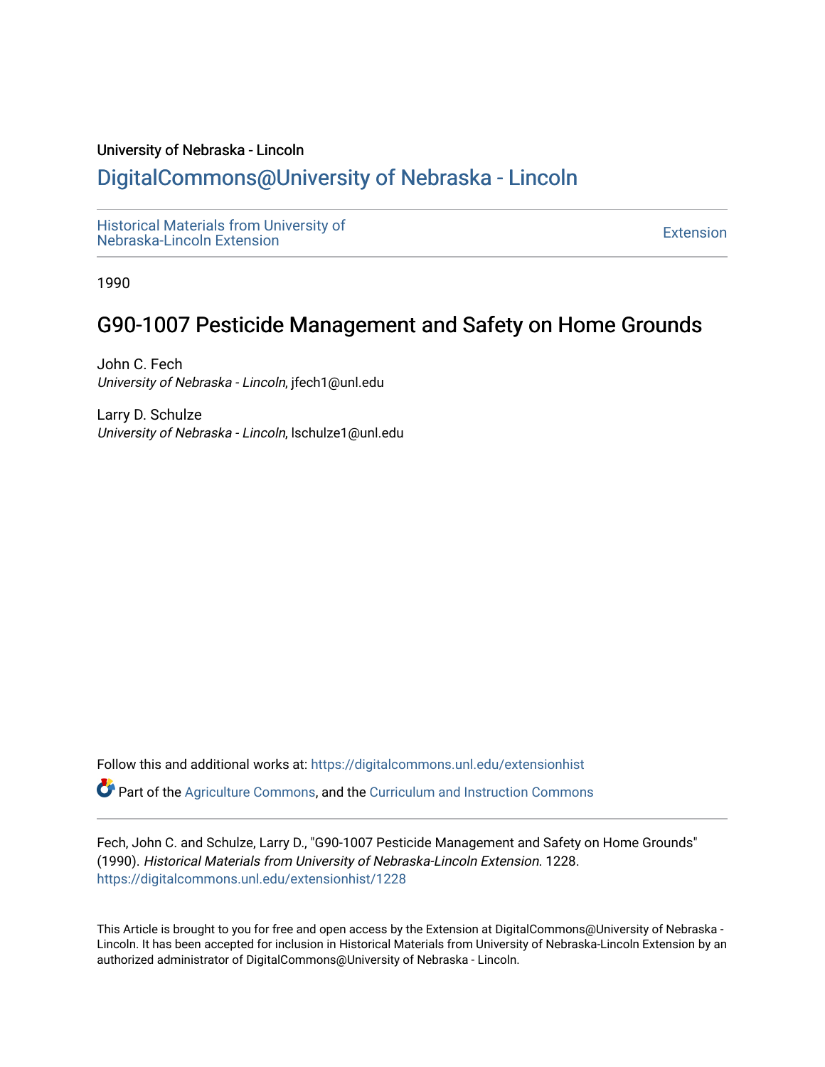University of Nebraska - Lincoln

# DigitalCommons@University of Nebraska - Lincoln

Historical Materials from University of Nebraska-Lincoln Extension

Extension

1990

## G90-1007 Pesticide Management and Safety on Home Grounds

John C. Fech
*University of Nebraska - Lincoln*, jfech1@unl.edu

Larry D. Schulze
*University of Nebraska - Lincoln*, lschulze1@unl.edu

Follow this and additional works at: https://digitalcommons.unl.edu/extensionhist

Part of the Agriculture Commons, and the Curriculum and Instruction Commons

Fech, John C. and Schulze, Larry D., "G90-1007 Pesticide Management and Safety on Home Grounds" (1990). *Historical Materials from University of Nebraska-Lincoln Extension*. 1228.
https://digitalcommons.unl.edu/extensionhist/1228

This Article is brought to you for free and open access by the Extension at DigitalCommons@University of Nebraska - Lincoln. It has been accepted for inclusion in Historical Materials from University of Nebraska-Lincoln Extension by an authorized administrator of DigitalCommons@University of Nebraska - Lincoln.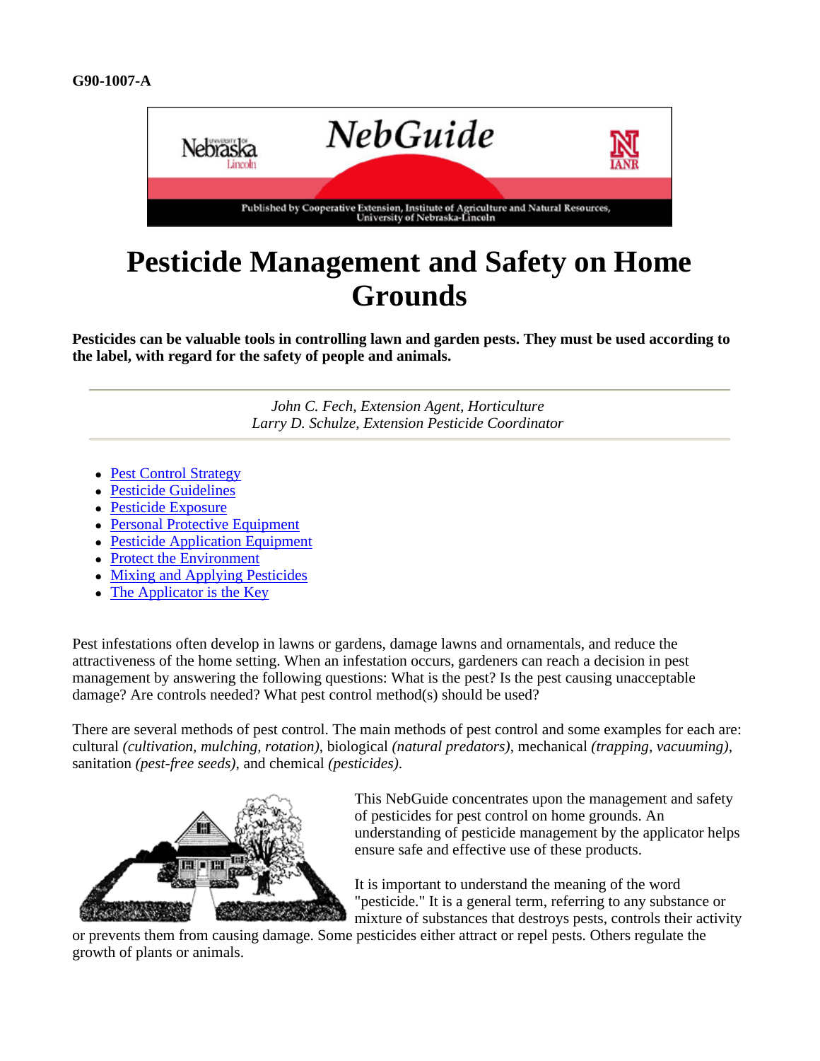G90-1007-A

# Pesticide Management and Safety on Home Grounds

**Pesticides can be valuable tools in controlling lawn and garden pests. They must be used according to the label, with regard for the safety of people and animals.**

---

*John C. Fech, Extension Agent, Horticulture*
*Larry D. Schulze, Extension Pesticide Coordinator*

---

- Pest Control Strategy
- Pesticide Guidelines
- Pesticide Exposure
- Personal Protective Equipment
- Pesticide Application Equipment
- Protect the Environment
- Mixing and Applying Pesticides
- The Applicator is the Key

Pest infestations often develop in lawns or gardens, damage lawns and ornamentals, and reduce the attractiveness of the home setting. When an infestation occurs, gardeners can reach a decision in pest management by answering the following questions: What is the pest? Is the pest causing unacceptable damage? Are controls needed? What pest control method(s) should be used?

There are several methods of pest control. The main methods of pest control and some examples for each are: cultural *(cultivation, mulching, rotation)*, biological *(natural predators)*, mechanical *(trapping, vacuuming)*, sanitation *(pest-free seeds)*, and chemical *(pesticides)*.

This NebGuide concentrates upon the management and safety of pesticides for pest control on home grounds. An understanding of pesticide management by the applicator helps ensure safe and effective use of these products.

It is important to understand the meaning of the word "pesticide." It is a general term, referring to any substance or mixture of substances that destroys pests, controls their activity or prevents them from causing damage. Some pesticides either attract or repel pests. Others regulate the growth of plants or animals.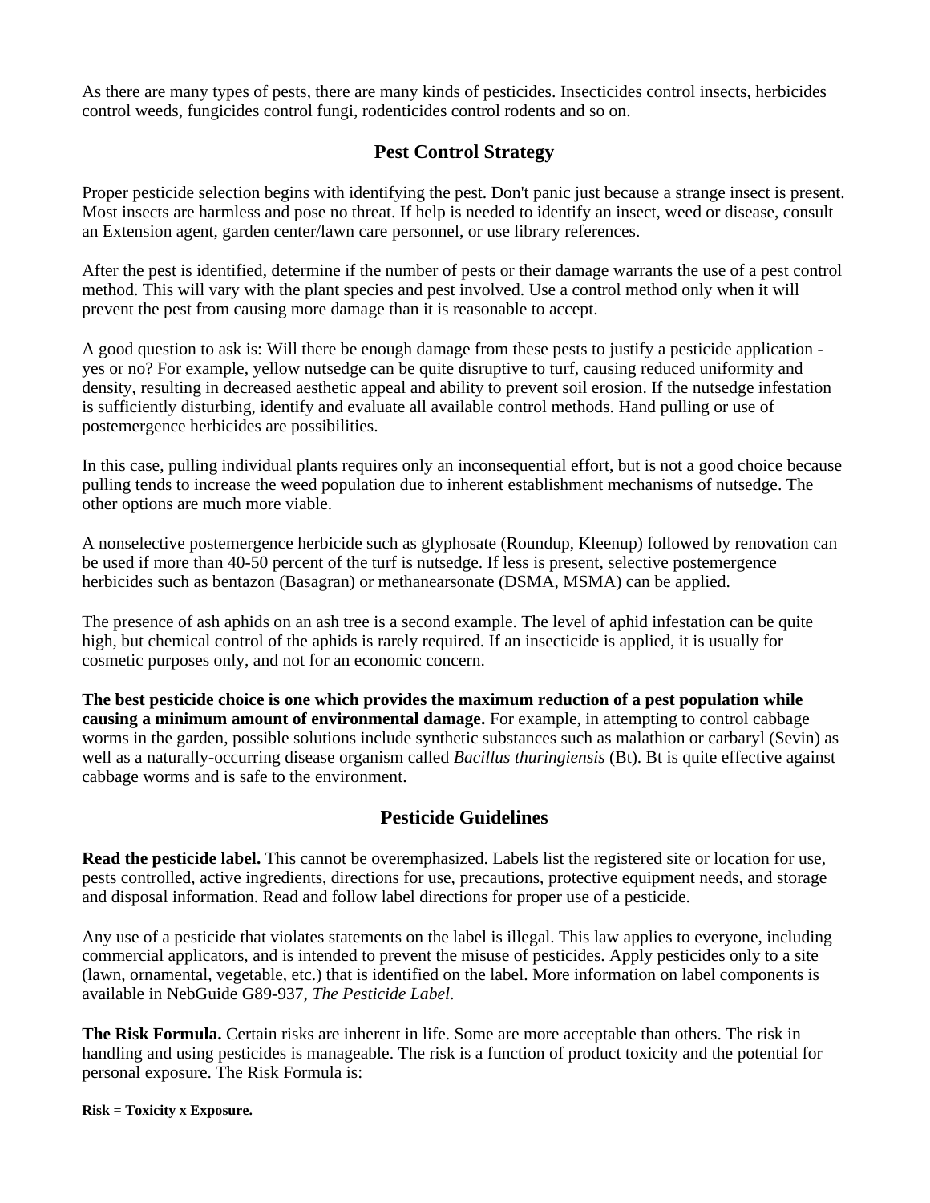As there are many types of pests, there are many kinds of pesticides. Insecticides control insects, herbicides control weeds, fungicides control fungi, rodenticides control rodents and so on.

## Pest Control Strategy

Proper pesticide selection begins with identifying the pest. Don't panic just because a strange insect is present. Most insects are harmless and pose no threat. If help is needed to identify an insect, weed or disease, consult an Extension agent, garden center/lawn care personnel, or use library references.

After the pest is identified, determine if the number of pests or their damage warrants the use of a pest control method. This will vary with the plant species and pest involved. Use a control method only when it will prevent the pest from causing more damage than it is reasonable to accept.

A good question to ask is: Will there be enough damage from these pests to justify a pesticide application - yes or no? For example, yellow nutsedge can be quite disruptive to turf, causing reduced uniformity and density, resulting in decreased aesthetic appeal and ability to prevent soil erosion. If the nutsedge infestation is sufficiently disturbing, identify and evaluate all available control methods. Hand pulling or use of postemergence herbicides are possibilities.

In this case, pulling individual plants requires only an inconsequential effort, but is not a good choice because pulling tends to increase the weed population due to inherent establishment mechanisms of nutsedge. The other options are much more viable.

A nonselective postemergence herbicide such as glyphosate (Roundup, Kleenup) followed by renovation can be used if more than 40-50 percent of the turf is nutsedge. If less is present, selective postemergence herbicides such as bentazon (Basagran) or methanearsonate (DSMA, MSMA) can be applied.

The presence of ash aphids on an ash tree is a second example. The level of aphid infestation can be quite high, but chemical control of the aphids is rarely required. If an insecticide is applied, it is usually for cosmetic purposes only, and not for an economic concern.

**The best pesticide choice is one which provides the maximum reduction of a pest population while causing a minimum amount of environmental damage.** For example, in attempting to control cabbage worms in the garden, possible solutions include synthetic substances such as malathion or carbaryl (Sevin) as well as a naturally-occurring disease organism called *Bacillus thuringiensis* (Bt). Bt is quite effective against cabbage worms and is safe to the environment.

## Pesticide Guidelines

**Read the pesticide label.** This cannot be overemphasized. Labels list the registered site or location for use, pests controlled, active ingredients, directions for use, precautions, protective equipment needs, and storage and disposal information. Read and follow label directions for proper use of a pesticide.

Any use of a pesticide that violates statements on the label is illegal. This law applies to everyone, including commercial applicators, and is intended to prevent the misuse of pesticides. Apply pesticides only to a site (lawn, ornamental, vegetable, etc.) that is identified on the label. More information on label components is available in NebGuide G89-937, *The Pesticide Label*.

**The Risk Formula.** Certain risks are inherent in life. Some are more acceptable than others. The risk in handling and using pesticides is manageable. The risk is a function of product toxicity and the potential for personal exposure. The Risk Formula is:

**Risk = Toxicity x Exposure.**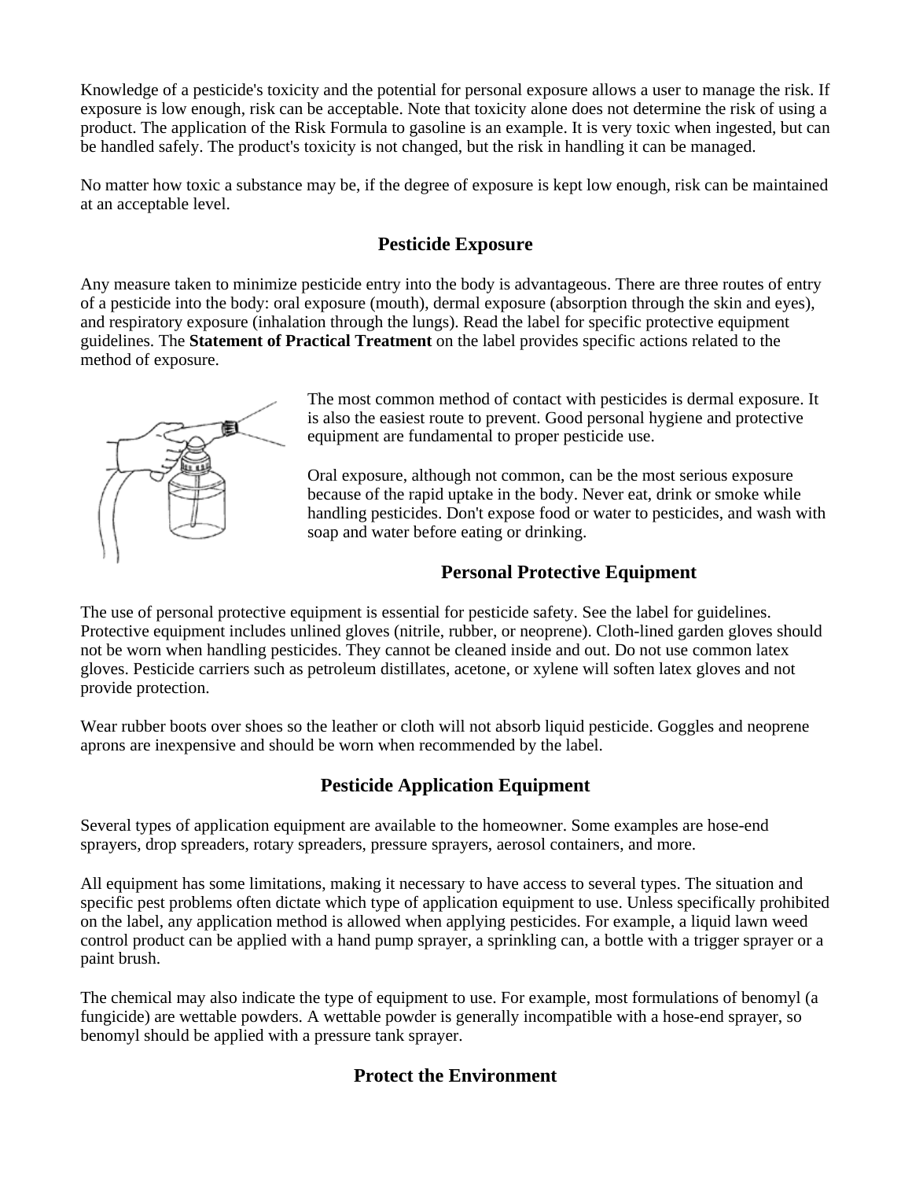Knowledge of a pesticide's toxicity and the potential for personal exposure allows a user to manage the risk. If exposure is low enough, risk can be acceptable. Note that toxicity alone does not determine the risk of using a product. The application of the Risk Formula to gasoline is an example. It is very toxic when ingested, but can be handled safely. The product's toxicity is not changed, but the risk in handling it can be managed.

No matter how toxic a substance may be, if the degree of exposure is kept low enough, risk can be maintained at an acceptable level.

## Pesticide Exposure

Any measure taken to minimize pesticide entry into the body is advantageous. There are three routes of entry of a pesticide into the body: oral exposure (mouth), dermal exposure (absorption through the skin and eyes), and respiratory exposure (inhalation through the lungs). Read the label for specific protective equipment guidelines. The **Statement of Practical Treatment** on the label provides specific actions related to the method of exposure.

The most common method of contact with pesticides is dermal exposure. It is also the easiest route to prevent. Good personal hygiene and protective equipment are fundamental to proper pesticide use.

Oral exposure, although not common, can be the most serious exposure because of the rapid uptake in the body. Never eat, drink or smoke while handling pesticides. Don't expose food or water to pesticides, and wash with soap and water before eating or drinking.

## Personal Protective Equipment

The use of personal protective equipment is essential for pesticide safety. See the label for guidelines. Protective equipment includes unlined gloves (nitrile, rubber, or neoprene). Cloth-lined garden gloves should not be worn when handling pesticides. They cannot be cleaned inside and out. Do not use common latex gloves. Pesticide carriers such as petroleum distillates, acetone, or xylene will soften latex gloves and not provide protection.

Wear rubber boots over shoes so the leather or cloth will not absorb liquid pesticide. Goggles and neoprene aprons are inexpensive and should be worn when recommended by the label.

## Pesticide Application Equipment

Several types of application equipment are available to the homeowner. Some examples are hose-end sprayers, drop spreaders, rotary spreaders, pressure sprayers, aerosol containers, and more.

All equipment has some limitations, making it necessary to have access to several types. The situation and specific pest problems often dictate which type of application equipment to use. Unless specifically prohibited on the label, any application method is allowed when applying pesticides. For example, a liquid lawn weed control product can be applied with a hand pump sprayer, a sprinkling can, a bottle with a trigger sprayer or a paint brush.

The chemical may also indicate the type of equipment to use. For example, most formulations of benomyl (a fungicide) are wettable powders. A wettable powder is generally incompatible with a hose-end sprayer, so benomyl should be applied with a pressure tank sprayer.

## Protect the Environment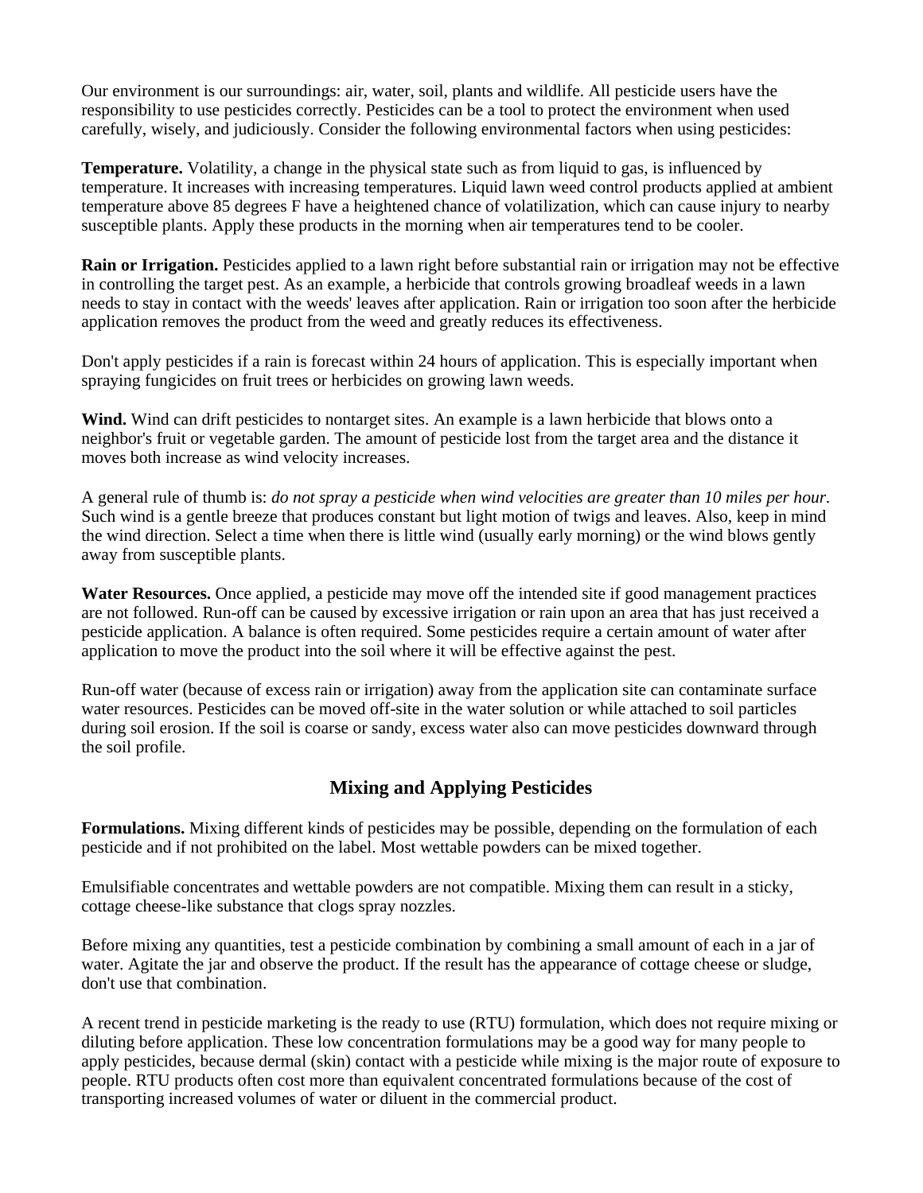Our environment is our surroundings: air, water, soil, plants and wildlife. All pesticide users have the responsibility to use pesticides correctly. Pesticides can be a tool to protect the environment when used carefully, wisely, and judiciously. Consider the following environmental factors when using pesticides:

**Temperature.** Volatility, a change in the physical state such as from liquid to gas, is influenced by temperature. It increases with increasing temperatures. Liquid lawn weed control products applied at ambient temperature above 85 degrees F have a heightened chance of volatilization, which can cause injury to nearby susceptible plants. Apply these products in the morning when air temperatures tend to be cooler.

**Rain or Irrigation.** Pesticides applied to a lawn right before substantial rain or irrigation may not be effective in controlling the target pest. As an example, a herbicide that controls growing broadleaf weeds in a lawn needs to stay in contact with the weeds' leaves after application. Rain or irrigation too soon after the herbicide application removes the product from the weed and greatly reduces its effectiveness.

Don't apply pesticides if a rain is forecast within 24 hours of application. This is especially important when spraying fungicides on fruit trees or herbicides on growing lawn weeds.

**Wind.** Wind can drift pesticides to nontarget sites. An example is a lawn herbicide that blows onto a neighbor's fruit or vegetable garden. The amount of pesticide lost from the target area and the distance it moves both increase as wind velocity increases.

A general rule of thumb is: *do not spray a pesticide when wind velocities are greater than 10 miles per hour.* Such wind is a gentle breeze that produces constant but light motion of twigs and leaves. Also, keep in mind the wind direction. Select a time when there is little wind (usually early morning) or the wind blows gently away from susceptible plants.

**Water Resources.** Once applied, a pesticide may move off the intended site if good management practices are not followed. Run-off can be caused by excessive irrigation or rain upon an area that has just received a pesticide application. A balance is often required. Some pesticides require a certain amount of water after application to move the product into the soil where it will be effective against the pest.

Run-off water (because of excess rain or irrigation) away from the application site can contaminate surface water resources. Pesticides can be moved off-site in the water solution or while attached to soil particles during soil erosion. If the soil is coarse or sandy, excess water also can move pesticides downward through the soil profile.

## Mixing and Applying Pesticides

**Formulations.** Mixing different kinds of pesticides may be possible, depending on the formulation of each pesticide and if not prohibited on the label. Most wettable powders can be mixed together.

Emulsifiable concentrates and wettable powders are not compatible. Mixing them can result in a sticky, cottage cheese-like substance that clogs spray nozzles.

Before mixing any quantities, test a pesticide combination by combining a small amount of each in a jar of water. Agitate the jar and observe the product. If the result has the appearance of cottage cheese or sludge, don't use that combination.

A recent trend in pesticide marketing is the ready to use (RTU) formulation, which does not require mixing or diluting before application. These low concentration formulations may be a good way for many people to apply pesticides, because dermal (skin) contact with a pesticide while mixing is the major route of exposure to people. RTU products often cost more than equivalent concentrated formulations because of the cost of transporting increased volumes of water or diluent in the commercial product.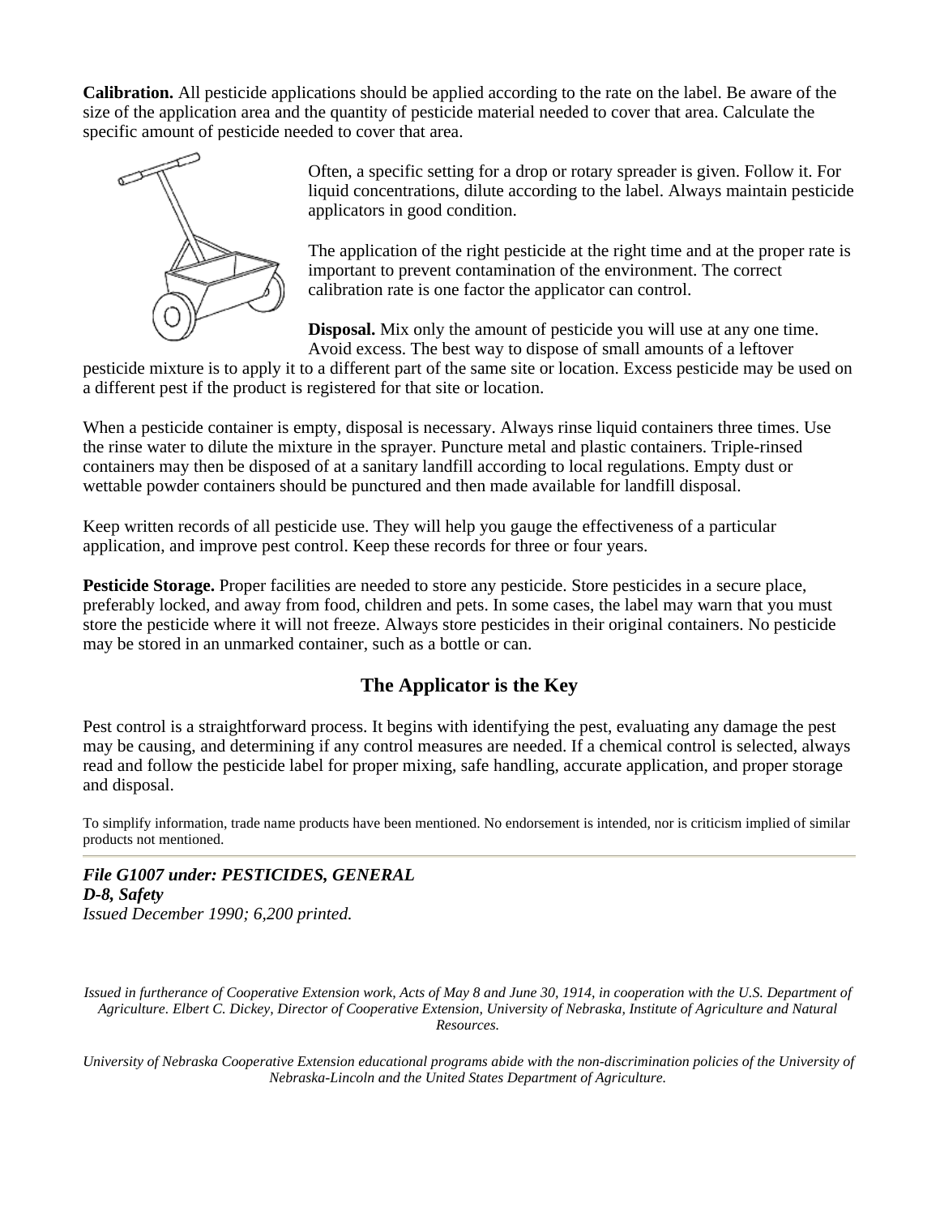**Calibration.** All pesticide applications should be applied according to the rate on the label. Be aware of the size of the application area and the quantity of pesticide material needed to cover that area. Calculate the specific amount of pesticide needed to cover that area.

Often, a specific setting for a drop or rotary spreader is given. Follow it. For liquid concentrations, dilute according to the label. Always maintain pesticide applicators in good condition.

The application of the right pesticide at the right time and at the proper rate is important to prevent contamination of the environment. The correct calibration rate is one factor the applicator can control.

**Disposal.** Mix only the amount of pesticide you will use at any one time. Avoid excess. The best way to dispose of small amounts of a leftover pesticide mixture is to apply it to a different part of the same site or location. Excess pesticide may be used on a different pest if the product is registered for that site or location.

When a pesticide container is empty, disposal is necessary. Always rinse liquid containers three times. Use the rinse water to dilute the mixture in the sprayer. Puncture metal and plastic containers. Triple-rinsed containers may then be disposed of at a sanitary landfill according to local regulations. Empty dust or wettable powder containers should be punctured and then made available for landfill disposal.

Keep written records of all pesticide use. They will help you gauge the effectiveness of a particular application, and improve pest control. Keep these records for three or four years.

**Pesticide Storage.** Proper facilities are needed to store any pesticide. Store pesticides in a secure place, preferably locked, and away from food, children and pets. In some cases, the label may warn that you must store the pesticide where it will not freeze. Always store pesticides in their original containers. No pesticide may be stored in an unmarked container, such as a bottle or can.

## The Applicator is the Key

Pest control is a straightforward process. It begins with identifying the pest, evaluating any damage the pest may be causing, and determining if any control measures are needed. If a chemical control is selected, always read and follow the pesticide label for proper mixing, safe handling, accurate application, and proper storage and disposal.

To simplify information, trade name products have been mentioned. No endorsement is intended, nor is criticism implied of similar products not mentioned.

---

***File G1007 under: PESTICIDES, GENERAL***
***D-8, Safety***
*Issued December 1990; 6,200 printed.*

*Issued in furtherance of Cooperative Extension work, Acts of May 8 and June 30, 1914, in cooperation with the U.S. Department of Agriculture. Elbert C. Dickey, Director of Cooperative Extension, University of Nebraska, Institute of Agriculture and Natural Resources.*

*University of Nebraska Cooperative Extension educational programs abide with the non-discrimination policies of the University of Nebraska-Lincoln and the United States Department of Agriculture.*